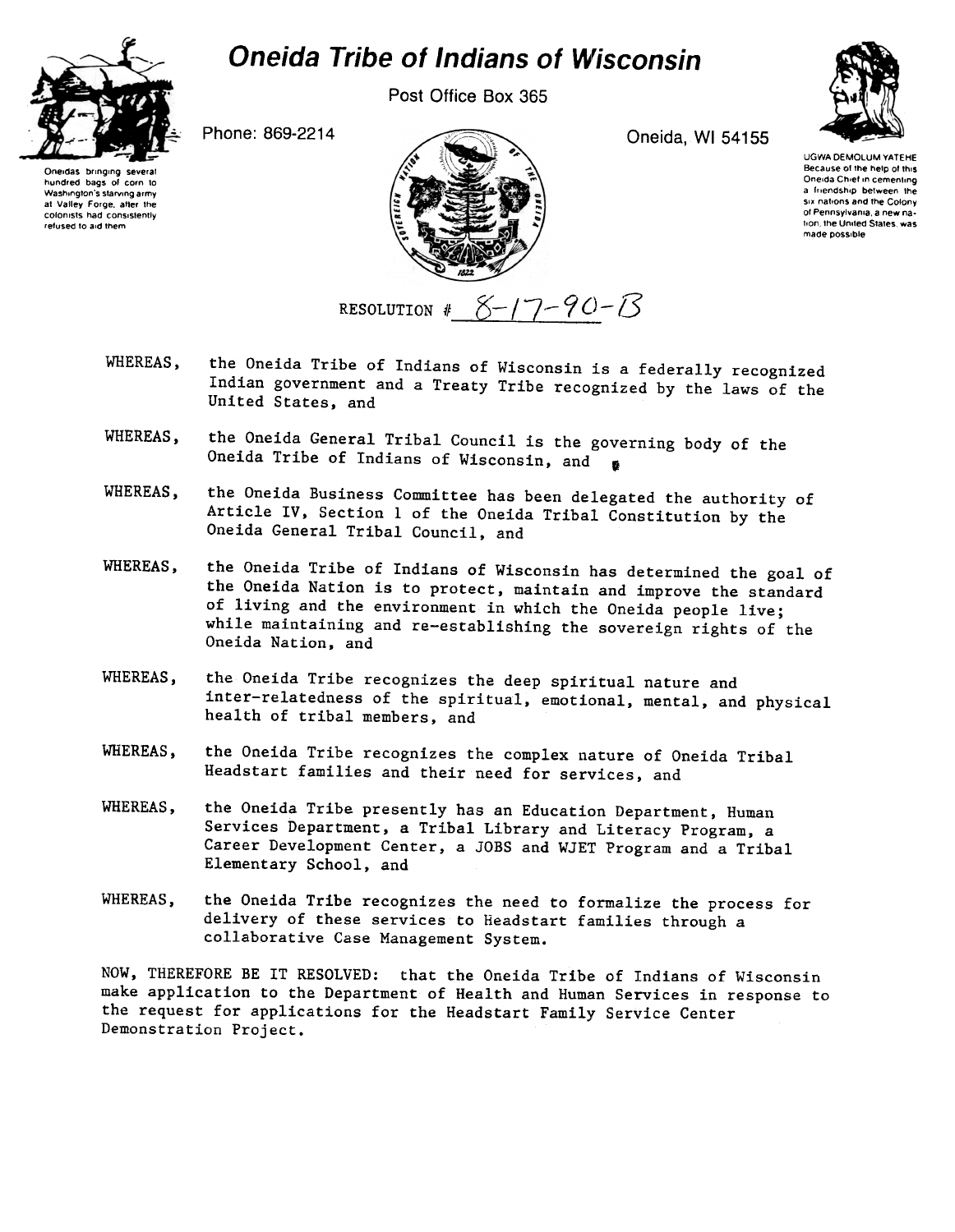# Oneida Tribe of Indians of Wisconsin

Post Office Box 365

Phone: 869-2214

Oneida, WI 54155

Oneidas bringing several hundred bags of corn to Washington's starving army at Valley Forge, after the colonists had consistently refused to aid them

UGWA DEMOLUM YATEHE
Because of the help of this Oneida Chief in cementing a friendship between the six nations and the Colony of Pennsylvania, a new nation, the United States, was made possible

RESOLUTION # 8-17-90-B

WHEREAS, the Oneida Tribe of Indians of Wisconsin is a federally recognized Indian government and a Treaty Tribe recognized by the laws of the United States, and

WHEREAS, the Oneida General Tribal Council is the governing body of the Oneida Tribe of Indians of Wisconsin, and

WHEREAS, the Oneida Business Committee has been delegated the authority of Article IV, Section 1 of the Oneida Tribal Constitution by the Oneida General Tribal Council, and

WHEREAS, the Oneida Tribe of Indians of Wisconsin has determined the goal of the Oneida Nation is to protect, maintain and improve the standard of living and the environment in which the Oneida people live; while maintaining and re-establishing the sovereign rights of the Oneida Nation, and

WHEREAS, the Oneida Tribe recognizes the deep spiritual nature and inter-relatedness of the spiritual, emotional, mental, and physical health of tribal members, and

WHEREAS, the Oneida Tribe recognizes the complex nature of Oneida Tribal Headstart families and their need for services, and

WHEREAS, the Oneida Tribe presently has an Education Department, Human Services Department, a Tribal Library and Literacy Program, a Career Development Center, a JOBS and WJET Program and a Tribal Elementary School, and

WHEREAS, the Oneida Tribe recognizes the need to formalize the process for delivery of these services to Headstart families through a collaborative Case Management System.

NOW, THEREFORE BE IT RESOLVED: that the Oneida Tribe of Indians of Wisconsin make application to the Department of Health and Human Services in response to the request for applications for the Headstart Family Service Center Demonstration Project.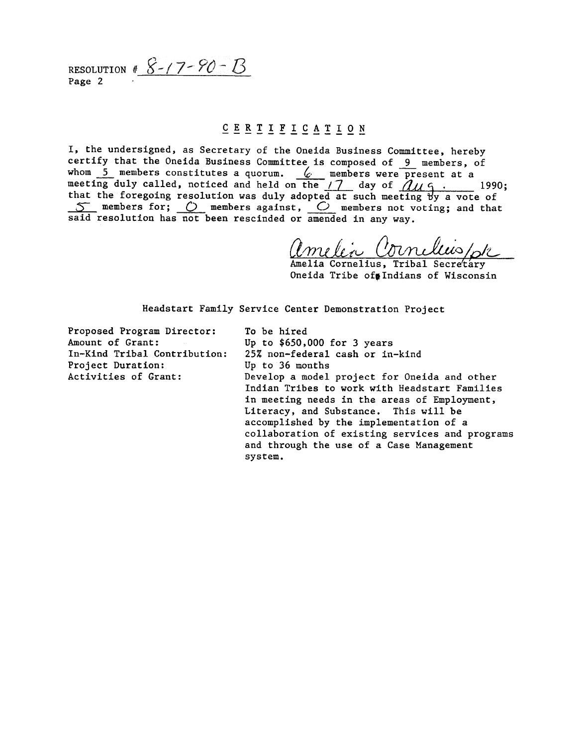RESOLUTION # 8-17-90-B
Page 2

## C E R T I F I C A T I O N

I, the undersigned, as Secretary of the Oneida Business Committee, hereby certify that the Oneida Business Committee is composed of 9 members, of whom 5 members constitutes a quorum. 6 members were present at a meeting duly called, noticed and held on the 17 day of Aug. 1990; that the foregoing resolution was duly adopted at such meeting by a vote of 5 members for; 0 members against, 0 members not voting; and that said resolution has not been rescinded or amended in any way.

Amelia Cornelius/pk
Amelia Cornelius, Tribal Secretary
Oneida Tribe of Indians of Wisconsin

Headstart Family Service Center Demonstration Project

| | |
|---|---|
| Proposed Program Director: | To be hired |
| Amount of Grant: | Up to $650,000 for 3 years |
| In-Kind Tribal Contribution: | 25% non-federal cash or in-kind |
| Project Duration: | Up to 36 months |
| Activities of Grant: | Develop a model project for Oneida and other Indian Tribes to work with Headstart Families in meeting needs in the areas of Employment, Literacy, and Substance. This will be accomplished by the implementation of a collaboration of existing services and programs and through the use of a Case Management system. |